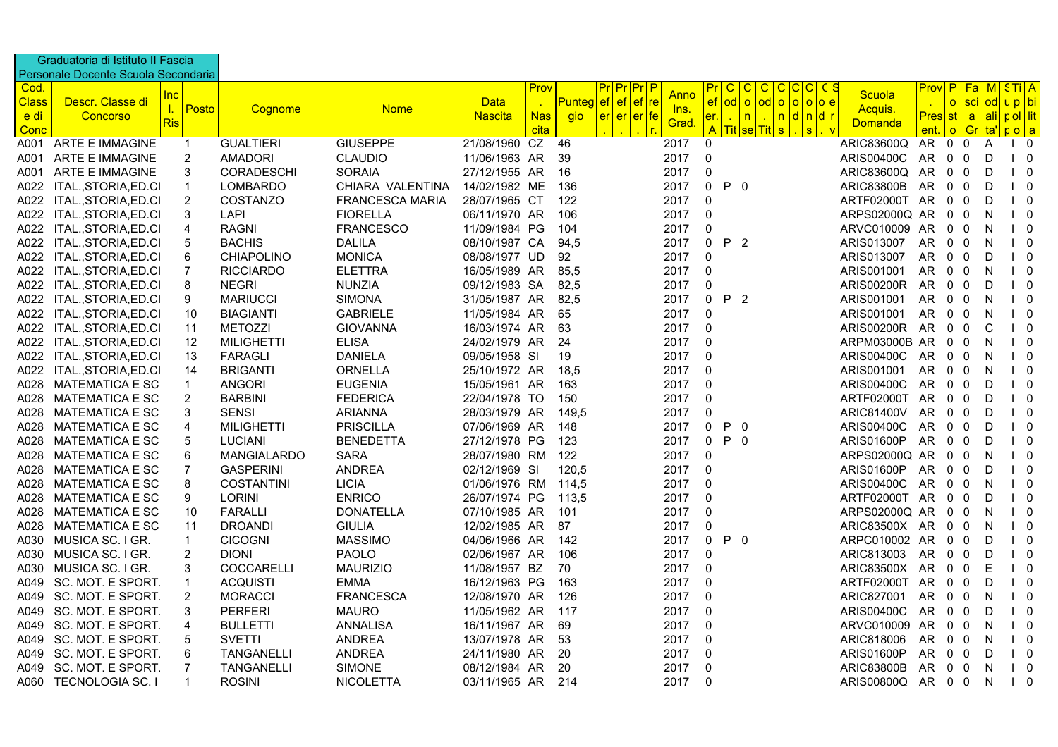Graduatoria di Istituto II Fascia
Personale Docente Scuola Secondaria

| Cod. Class e di Conc | Descr. Classe di Concorso | Inc l. Ris | Posto | Cognome | Nome | Data Nascita | Prov . Nas cita | Punteggio | Pref er. | Pref er. | Pref er. | P fe r. | Anno Ins. Grad. | Prefer. A | C od. Tit | C o n . | C od se | C o Tit | C o s | C o n . | C o d s | C o n . | C o d | C o r v | S | Scuola Acquis. Domanda | Prov . Pres ent. | P o st o | Fa sci a Gr | M od ali ta' | S u p o | Ti p ol o | A bi lit a |
|---|---|---|---|---|---|---|---|---|---|---|---|---|---|---|---|---|---|---|---|---|---|---|---|---|---|---|---|---|---|---|---|---|---|
| A001 | ARTE E IMMAGINE | | 1 | GUALTIERI | GIUSEPPE | 21/08/1960 | CZ | 46 | | | | | 2017 | 0 | | | | | | | | | | | | ARIC83600Q | AR | 0 | 0 | A | | I | 0 |
| A001 | ARTE E IMMAGINE | | 2 | AMADORI | CLAUDIO | 11/06/1963 | AR | 39 | | | | | 2017 | 0 | | | | | | | | | | | | ARIS00400C | AR | 0 | 0 | D | | I | 0 |
| A001 | ARTE E IMMAGINE | | 3 | CORADESCHI | SORAIA | 27/12/1955 | AR | 16 | | | | | 2017 | 0 | | | | | | | | | | | | ARIC83600Q | AR | 0 | 0 | D | | I | 0 |
| A022 | ITAL.,STORIA,ED.CI | | 1 | LOMBARDO | CHIARA VALENTINA | 14/02/1982 | ME | 136 | | | | | 2017 | 0 | P | 0 | | | | | | | | | | ARIC83800B | AR | 0 | 0 | D | | I | 0 |
| A022 | ITAL.,STORIA,ED.CI | | 2 | COSTANZO | FRANCESCA MARIA | 28/07/1965 | CT | 122 | | | | | 2017 | 0 | | | | | | | | | | | | ARTF02000T | AR | 0 | 0 | D | | I | 0 |
| A022 | ITAL.,STORIA,ED.CI | | 3 | LAPI | FIORELLA | 06/11/1970 | AR | 106 | | | | | 2017 | 0 | | | | | | | | | | | | ARPS02000Q | AR | 0 | 0 | N | | I | 0 |
| A022 | ITAL.,STORIA,ED.CI | | 4 | RAGNI | FRANCESCO | 11/09/1984 | PG | 104 | | | | | 2017 | 0 | | | | | | | | | | | | ARVC010009 | AR | 0 | 0 | N | | I | 0 |
| A022 | ITAL.,STORIA,ED.CI | | 5 | BACHIS | DALILA | 08/10/1987 | CA | 94,5 | | | | | 2017 | 0 | P | 2 | | | | | | | | | | ARIS013007 | AR | 0 | 0 | N | | I | 0 |
| A022 | ITAL.,STORIA,ED.CI | | 6 | CHIAPOLINO | MONICA | 08/08/1977 | UD | 92 | | | | | 2017 | 0 | | | | | | | | | | | | ARIS013007 | AR | 0 | 0 | D | | I | 0 |
| A022 | ITAL.,STORIA,ED.CI | | 7 | RICCIARDO | ELETTRA | 16/05/1989 | AR | 85,5 | | | | | 2017 | 0 | | | | | | | | | | | | ARIS001001 | AR | 0 | 0 | N | | I | 0 |
| A022 | ITAL.,STORIA,ED.CI | | 8 | NEGRI | NUNZIA | 09/12/1983 | SA | 82,5 | | | | | 2017 | 0 | | | | | | | | | | | | ARIS00200R | AR | 0 | 0 | D | | I | 0 |
| A022 | ITAL.,STORIA,ED.CI | | 9 | MARIUCCI | SIMONA | 31/05/1987 | AR | 82,5 | | | | | 2017 | 0 | P | 2 | | | | | | | | | | ARIS001001 | AR | 0 | 0 | N | | I | 0 |
| A022 | ITAL.,STORIA,ED.CI | | 10 | BIAGIANTI | GABRIELE | 11/05/1984 | AR | 65 | | | | | 2017 | 0 | | | | | | | | | | | | ARIS001001 | AR | 0 | 0 | N | | I | 0 |
| A022 | ITAL.,STORIA,ED.CI | | 11 | METOZZI | GIOVANNA | 16/03/1974 | AR | 63 | | | | | 2017 | 0 | | | | | | | | | | | | ARIS00200R | AR | 0 | 0 | C | | I | 0 |
| A022 | ITAL.,STORIA,ED.CI | | 12 | MILIGHETTI | ELISA | 24/02/1979 | AR | 24 | | | | | 2017 | 0 | | | | | | | | | | | | ARPM03000B | AR | 0 | 0 | N | | I | 0 |
| A022 | ITAL.,STORIA,ED.CI | | 13 | FARAGLI | DANIELA | 09/05/1958 | SI | 19 | | | | | 2017 | 0 | | | | | | | | | | | | ARIS00400C | AR | 0 | 0 | N | | I | 0 |
| A022 | ITAL.,STORIA,ED.CI | | 14 | BRIGANTI | ORNELLA | 25/10/1972 | AR | 18,5 | | | | | 2017 | 0 | | | | | | | | | | | | ARIS001001 | AR | 0 | 0 | N | | I | 0 |
| A028 | MATEMATICA E SC | | 1 | ANGORI | EUGENIA | 15/05/1961 | AR | 163 | | | | | 2017 | 0 | | | | | | | | | | | | ARIS00400C | AR | 0 | 0 | D | | I | 0 |
| A028 | MATEMATICA E SC | | 2 | BARBINI | FEDERICA | 22/04/1978 | TO | 150 | | | | | 2017 | 0 | | | | | | | | | | | | ARTF02000T | AR | 0 | 0 | D | | I | 0 |
| A028 | MATEMATICA E SC | | 3 | SENSI | ARIANNA | 28/03/1979 | AR | 149,5 | | | | | 2017 | 0 | | | | | | | | | | | | ARIC81400V | AR | 0 | 0 | D | | I | 0 |
| A028 | MATEMATICA E SC | | 4 | MILIGHETTI | PRISCILLA | 07/06/1969 | AR | 148 | | | | | 2017 | 0 | P | 0 | | | | | | | | | | ARIS00400C | AR | 0 | 0 | D | | I | 0 |
| A028 | MATEMATICA E SC | | 5 | LUCIANI | BENEDETTA | 27/12/1978 | PG | 123 | | | | | 2017 | 0 | P | 0 | | | | | | | | | | ARIS01600P | AR | 0 | 0 | D | | I | 0 |
| A028 | MATEMATICA E SC | | 6 | MANGIALARDO | SARA | 28/07/1980 | RM | 122 | | | | | 2017 | 0 | | | | | | | | | | | | ARPS02000Q | AR | 0 | 0 | N | | I | 0 |
| A028 | MATEMATICA E SC | | 7 | GASPERINI | ANDREA | 02/12/1969 | SI | 120,5 | | | | | 2017 | 0 | | | | | | | | | | | | ARIS01600P | AR | 0 | 0 | D | | I | 0 |
| A028 | MATEMATICA E SC | | 8 | COSTANTINI | LICIA | 01/06/1976 | RM | 114,5 | | | | | 2017 | 0 | | | | | | | | | | | | ARIS00400C | AR | 0 | 0 | N | | I | 0 |
| A028 | MATEMATICA E SC | | 9 | LORINI | ENRICO | 26/07/1974 | PG | 113,5 | | | | | 2017 | 0 | | | | | | | | | | | | ARTF02000T | AR | 0 | 0 | D | | I | 0 |
| A028 | MATEMATICA E SC | | 10 | FARALLI | DONATELLA | 07/10/1985 | AR | 101 | | | | | 2017 | 0 | | | | | | | | | | | | ARPS02000Q | AR | 0 | 0 | N | | I | 0 |
| A028 | MATEMATICA E SC | | 11 | DROANDI | GIULIA | 12/02/1985 | AR | 87 | | | | | 2017 | 0 | | | | | | | | | | | | ARIC83500X | AR | 0 | 0 | N | | I | 0 |
| A030 | MUSICA SC. I GR. | | 1 | CICOGNI | MASSIMO | 04/06/1966 | AR | 142 | | | | | 2017 | 0 | P | 0 | | | | | | | | | | ARPC010002 | AR | 0 | 0 | D | | I | 0 |
| A030 | MUSICA SC. I GR. | | 2 | DIONI | PAOLO | 02/06/1967 | AR | 106 | | | | | 2017 | 0 | | | | | | | | | | | | ARIC813003 | AR | 0 | 0 | D | | I | 0 |
| A030 | MUSICA SC. I GR. | | 3 | COCCARELLI | MAURIZIO | 11/08/1957 | BZ | 70 | | | | | 2017 | 0 | | | | | | | | | | | | ARIC83500X | AR | 0 | 0 | E | | I | 0 |
| A049 | SC. MOT. E SPORT. | | 1 | ACQUISTI | EMMA | 16/12/1963 | PG | 163 | | | | | 2017 | 0 | | | | | | | | | | | | ARTF02000T | AR | 0 | 0 | D | | I | 0 |
| A049 | SC. MOT. E SPORT. | | 2 | MORACCI | FRANCESCA | 12/08/1970 | AR | 126 | | | | | 2017 | 0 | | | | | | | | | | | | ARIC827001 | AR | 0 | 0 | N | | I | 0 |
| A049 | SC. MOT. E SPORT. | | 3 | PERFERI | MAURO | 11/05/1962 | AR | 117 | | | | | 2017 | 0 | | | | | | | | | | | | ARIS00400C | AR | 0 | 0 | D | | I | 0 |
| A049 | SC. MOT. E SPORT. | | 4 | BULLETTI | ANNALISA | 16/11/1967 | AR | 69 | | | | | 2017 | 0 | | | | | | | | | | | | ARVC010009 | AR | 0 | 0 | N | | I | 0 |
| A049 | SC. MOT. E SPORT. | | 5 | SVETTI | ANDREA | 13/07/1978 | AR | 53 | | | | | 2017 | 0 | | | | | | | | | | | | ARIC818006 | AR | 0 | 0 | N | | I | 0 |
| A049 | SC. MOT. E SPORT. | | 6 | TANGANELLI | ANDREA | 24/11/1980 | AR | 20 | | | | | 2017 | 0 | | | | | | | | | | | | ARIS01600P | AR | 0 | 0 | D | | I | 0 |
| A049 | SC. MOT. E SPORT. | | 7 | TANGANELLI | SIMONE | 08/12/1984 | AR | 20 | | | | | 2017 | 0 | | | | | | | | | | | | ARIC83800B | AR | 0 | 0 | N | | I | 0 |
| A060 | TECNOLOGIA SC. I | | 1 | ROSINI | NICOLETTA | 03/11/1965 | AR | 214 | | | | | 2017 | 0 | | | | | | | | | | | | ARIS00800Q | AR | 0 | 0 | N | | I | 0 |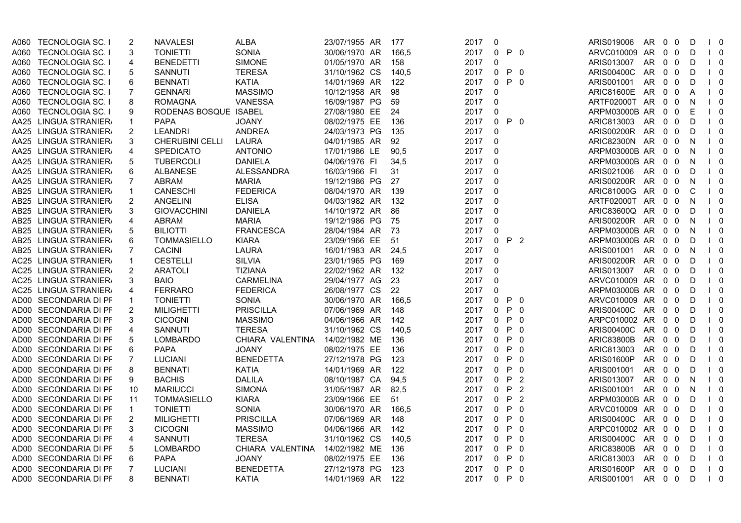| | | | | | | | | | | | | | | | | | | |
|---|---|---|---|---|---|---|---|---|---|---|---|---|---|---|---|---|---|---|
| A060 | TECNOLOGIA SC. I | 2 | NAVALESI | ALBA | 23/07/1955 | AR | 177 | 2017 | 0 | | | ARIS019006 | AR | 0 | 0 | D | I | 0 |
| A060 | TECNOLOGIA SC. I | 3 | TONIETTI | SONIA | 30/06/1970 | AR | 166,5 | 2017 | 0 | P | 0 | ARVC010009 | AR | 0 | 0 | D | I | 0 |
| A060 | TECNOLOGIA SC. I | 4 | BENEDETTI | SIMONE | 01/05/1970 | AR | 158 | 2017 | 0 | | | ARIS013007 | AR | 0 | 0 | D | I | 0 |
| A060 | TECNOLOGIA SC. I | 5 | SANNUTI | TERESA | 31/10/1962 | CS | 140,5 | 2017 | 0 | P | 0 | ARIS00400C | AR | 0 | 0 | D | I | 0 |
| A060 | TECNOLOGIA SC. I | 6 | BENNATI | KATIA | 14/01/1969 | AR | 122 | 2017 | 0 | P | 0 | ARIS001001 | AR | 0 | 0 | D | I | 0 |
| A060 | TECNOLOGIA SC. I | 7 | GENNARI | MASSIMO | 10/12/1958 | AR | 98 | 2017 | 0 | | | ARIC81600E | AR | 0 | 0 | A | I | 0 |
| A060 | TECNOLOGIA SC. I | 8 | ROMAGNA | VANESSA | 16/09/1987 | PG | 59 | 2017 | 0 | | | ARTF02000T | AR | 0 | 0 | N | I | 0 |
| A060 | TECNOLOGIA SC. I | 9 | RODENAS BOSQUE | ISABEL | 27/08/1980 | EE | 24 | 2017 | 0 | | | ARPM03000B | AR | 0 | 0 | E | I | 0 |
| AA25 | LINGUA STRANIER/ | 1 | PAPA | JOANY | 08/02/1975 | EE | 136 | 2017 | 0 | P | 0 | ARIC813003 | AR | 0 | 0 | D | I | 0 |
| AA25 | LINGUA STRANIER/ | 2 | LEANDRI | ANDREA | 24/03/1973 | PG | 135 | 2017 | 0 | | | ARIS00200R | AR | 0 | 0 | D | I | 0 |
| AA25 | LINGUA STRANIER/ | 3 | CHERUBINI CELLI | LAURA | 04/01/1985 | AR | 92 | 2017 | 0 | | | ARIC82300N | AR | 0 | 0 | N | I | 0 |
| AA25 | LINGUA STRANIER/ | 4 | SPEDICATO | ANTONIO | 17/01/1986 | LE | 90,5 | 2017 | 0 | | | ARPM03000B | AR | 0 | 0 | N | I | 0 |
| AA25 | LINGUA STRANIER/ | 5 | TUBERCOLI | DANIELA | 04/06/1976 | FI | 34,5 | 2017 | 0 | | | ARPM03000B | AR | 0 | 0 | N | I | 0 |
| AA25 | LINGUA STRANIER/ | 6 | ALBANESE | ALESSANDRA | 16/03/1966 | FI | 31 | 2017 | 0 | | | ARIS021006 | AR | 0 | 0 | D | I | 0 |
| AA25 | LINGUA STRANIER/ | 7 | ABRAM | MARIA | 19/12/1986 | PG | 27 | 2017 | 0 | | | ARIS00200R | AR | 0 | 0 | N | I | 0 |
| AB25 | LINGUA STRANIER/ | 1 | CANESCHI | FEDERICA | 08/04/1970 | AR | 139 | 2017 | 0 | | | ARIC81000G | AR | 0 | 0 | C | I | 0 |
| AB25 | LINGUA STRANIER/ | 2 | ANGELINI | ELISA | 04/03/1982 | AR | 132 | 2017 | 0 | | | ARTF02000T | AR | 0 | 0 | N | I | 0 |
| AB25 | LINGUA STRANIER/ | 3 | GIOVACCHINI | DANIELA | 14/10/1972 | AR | 86 | 2017 | 0 | | | ARIC83600Q | AR | 0 | 0 | D | I | 0 |
| AB25 | LINGUA STRANIER/ | 4 | ABRAM | MARIA | 19/12/1986 | PG | 75 | 2017 | 0 | | | ARIS00200R | AR | 0 | 0 | N | I | 0 |
| AB25 | LINGUA STRANIER/ | 5 | BILIOTTI | FRANCESCA | 28/04/1984 | AR | 73 | 2017 | 0 | | | ARPM03000B | AR | 0 | 0 | N | I | 0 |
| AB25 | LINGUA STRANIER/ | 6 | TOMMASIELLO | KIARA | 23/09/1966 | EE | 51 | 2017 | 0 | P | 2 | ARPM03000B | AR | 0 | 0 | D | I | 0 |
| AB25 | LINGUA STRANIER/ | 7 | CACINI | LAURA | 16/01/1983 | AR | 24,5 | 2017 | 0 | | | ARIS001001 | AR | 0 | 0 | N | I | 0 |
| AC25 | LINGUA STRANIER/ | 1 | CESTELLI | SILVIA | 23/01/1965 | PG | 169 | 2017 | 0 | | | ARIS00200R | AR | 0 | 0 | D | I | 0 |
| AC25 | LINGUA STRANIER/ | 2 | ARATOLI | TIZIANA | 22/02/1962 | AR | 132 | 2017 | 0 | | | ARIS013007 | AR | 0 | 0 | D | I | 0 |
| AC25 | LINGUA STRANIER/ | 3 | BAIO | CARMELINA | 29/04/1977 | AG | 23 | 2017 | 0 | | | ARVC010009 | AR | 0 | 0 | D | I | 0 |
| AC25 | LINGUA STRANIER/ | 4 | FERRARO | FEDERICA | 26/08/1977 | CS | 22 | 2017 | 0 | | | ARPM03000B | AR | 0 | 0 | D | I | 0 |
| AD00 | SECONDARIA DI PF | 1 | TONIETTI | SONIA | 30/06/1970 | AR | 166,5 | 2017 | 0 | P | 0 | ARVC010009 | AR | 0 | 0 | D | I | 0 |
| AD00 | SECONDARIA DI PF | 2 | MILIGHETTI | PRISCILLA | 07/06/1969 | AR | 148 | 2017 | 0 | P | 0 | ARIS00400C | AR | 0 | 0 | D | I | 0 |
| AD00 | SECONDARIA DI PF | 3 | CICOGNI | MASSIMO | 04/06/1966 | AR | 142 | 2017 | 0 | P | 0 | ARPC010002 | AR | 0 | 0 | D | I | 0 |
| AD00 | SECONDARIA DI PF | 4 | SANNUTI | TERESA | 31/10/1962 | CS | 140,5 | 2017 | 0 | P | 0 | ARIS00400C | AR | 0 | 0 | D | I | 0 |
| AD00 | SECONDARIA DI PF | 5 | LOMBARDO | CHIARA VALENTINA | 14/02/1982 | ME | 136 | 2017 | 0 | P | 0 | ARIC83800B | AR | 0 | 0 | D | I | 0 |
| AD00 | SECONDARIA DI PF | 6 | PAPA | JOANY | 08/02/1975 | EE | 136 | 2017 | 0 | P | 0 | ARIC813003 | AR | 0 | 0 | D | I | 0 |
| AD00 | SECONDARIA DI PF | 7 | LUCIANI | BENEDETTA | 27/12/1978 | PG | 123 | 2017 | 0 | P | 0 | ARIS01600P | AR | 0 | 0 | D | I | 0 |
| AD00 | SECONDARIA DI PF | 8 | BENNATI | KATIA | 14/01/1969 | AR | 122 | 2017 | 0 | P | 0 | ARIS001001 | AR | 0 | 0 | D | I | 0 |
| AD00 | SECONDARIA DI PF | 9 | BACHIS | DALILA | 08/10/1987 | CA | 94,5 | 2017 | 0 | P | 2 | ARIS013007 | AR | 0 | 0 | N | I | 0 |
| AD00 | SECONDARIA DI PF | 10 | MARIUCCI | SIMONA | 31/05/1987 | AR | 82,5 | 2017 | 0 | P | 2 | ARIS001001 | AR | 0 | 0 | N | I | 0 |
| AD00 | SECONDARIA DI PF | 11 | TOMMASIELLO | KIARA | 23/09/1966 | EE | 51 | 2017 | 0 | P | 2 | ARPM03000B | AR | 0 | 0 | D | I | 0 |
| AD00 | SECONDARIA DI PF | 1 | TONIETTI | SONIA | 30/06/1970 | AR | 166,5 | 2017 | 0 | P | 0 | ARVC010009 | AR | 0 | 0 | D | I | 0 |
| AD00 | SECONDARIA DI PF | 2 | MILIGHETTI | PRISCILLA | 07/06/1969 | AR | 148 | 2017 | 0 | P | 0 | ARIS00400C | AR | 0 | 0 | D | I | 0 |
| AD00 | SECONDARIA DI PF | 3 | CICOGNI | MASSIMO | 04/06/1966 | AR | 142 | 2017 | 0 | P | 0 | ARPC010002 | AR | 0 | 0 | D | I | 0 |
| AD00 | SECONDARIA DI PF | 4 | SANNUTI | TERESA | 31/10/1962 | CS | 140,5 | 2017 | 0 | P | 0 | ARIS00400C | AR | 0 | 0 | D | I | 0 |
| AD00 | SECONDARIA DI PF | 5 | LOMBARDO | CHIARA VALENTINA | 14/02/1982 | ME | 136 | 2017 | 0 | P | 0 | ARIC83800B | AR | 0 | 0 | D | I | 0 |
| AD00 | SECONDARIA DI PF | 6 | PAPA | JOANY | 08/02/1975 | EE | 136 | 2017 | 0 | P | 0 | ARIC813003 | AR | 0 | 0 | D | I | 0 |
| AD00 | SECONDARIA DI PF | 7 | LUCIANI | BENEDETTA | 27/12/1978 | PG | 123 | 2017 | 0 | P | 0 | ARIS01600P | AR | 0 | 0 | D | I | 0 |
| AD00 | SECONDARIA DI PF | 8 | BENNATI | KATIA | 14/01/1969 | AR | 122 | 2017 | 0 | P | 0 | ARIS001001 | AR | 0 | 0 | D | I | 0 |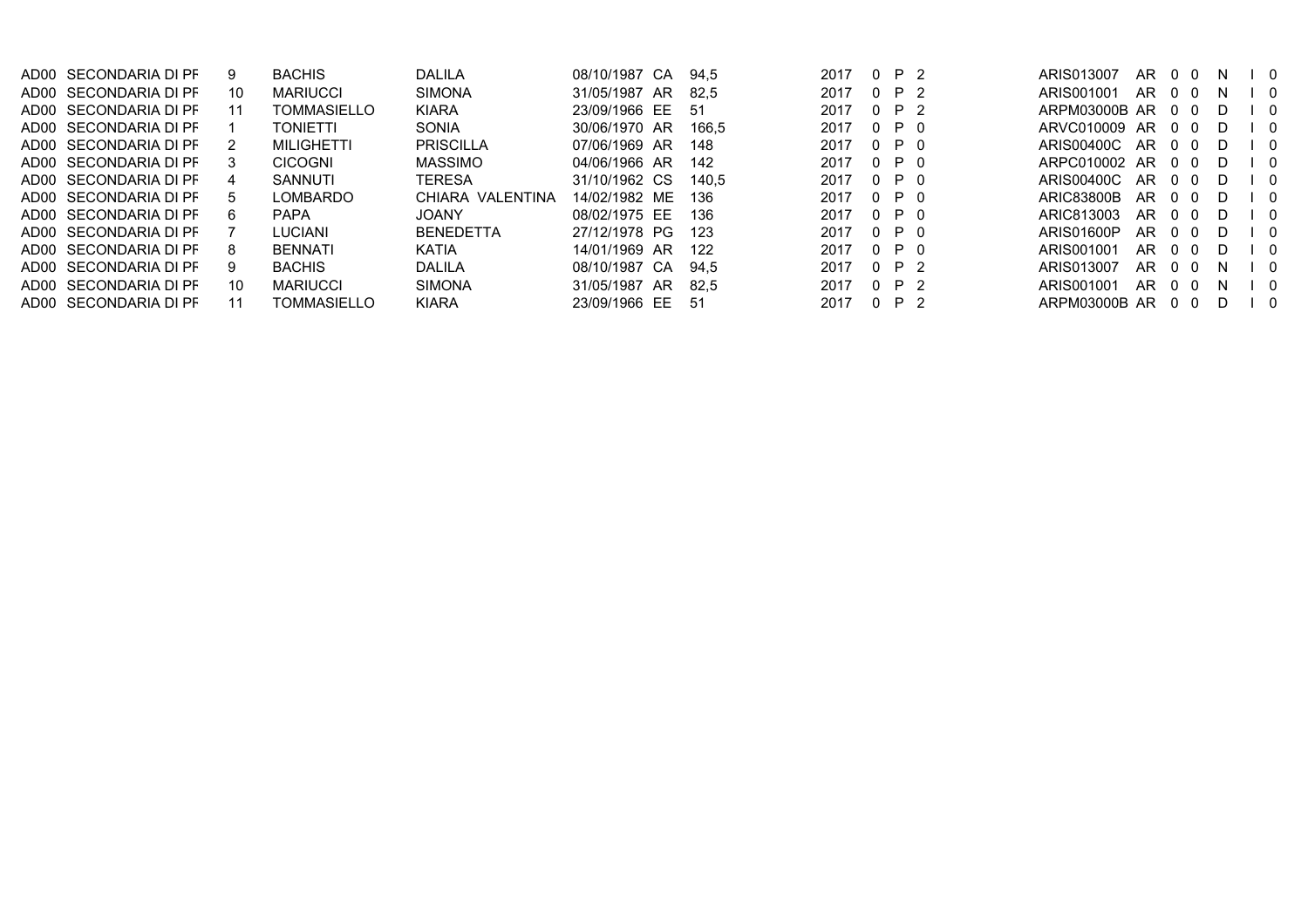| | | | | | | | | | | | | | | | | | | |
|---|---|---|---|---|---|---|---|---|---|---|---|---|---|---|---|---|---|---|
| AD00 | SECONDARIA DI PF | 9 | BACHIS | DALILA | 08/10/1987 | CA | 94,5 | 2017 | 0 | P | 2 | ARIS013007 | AR | 0 | 0 | N | I | 0 |
| AD00 | SECONDARIA DI PF | 10 | MARIUCCI | SIMONA | 31/05/1987 | AR | 82,5 | 2017 | 0 | P | 2 | ARIS001001 | AR | 0 | 0 | N | I | 0 |
| AD00 | SECONDARIA DI PF | 11 | TOMMASIELLO | KIARA | 23/09/1966 | EE | 51 | 2017 | 0 | P | 2 | ARPM03000B | AR | 0 | 0 | D | I | 0 |
| AD00 | SECONDARIA DI PF | 1 | TONIETTI | SONIA | 30/06/1970 | AR | 166,5 | 2017 | 0 | P | 0 | ARVC010009 | AR | 0 | 0 | D | I | 0 |
| AD00 | SECONDARIA DI PF | 2 | MILIGHETTI | PRISCILLA | 07/06/1969 | AR | 148 | 2017 | 0 | P | 0 | ARIS00400C | AR | 0 | 0 | D | I | 0 |
| AD00 | SECONDARIA DI PF | 3 | CICOGNI | MASSIMO | 04/06/1966 | AR | 142 | 2017 | 0 | P | 0 | ARPC010002 | AR | 0 | 0 | D | I | 0 |
| AD00 | SECONDARIA DI PF | 4 | SANNUTI | TERESA | 31/10/1962 | CS | 140,5 | 2017 | 0 | P | 0 | ARIS00400C | AR | 0 | 0 | D | I | 0 |
| AD00 | SECONDARIA DI PF | 5 | LOMBARDO | CHIARA VALENTINA | 14/02/1982 | ME | 136 | 2017 | 0 | P | 0 | ARIC83800B | AR | 0 | 0 | D | I | 0 |
| AD00 | SECONDARIA DI PF | 6 | PAPA | JOANY | 08/02/1975 | EE | 136 | 2017 | 0 | P | 0 | ARIC813003 | AR | 0 | 0 | D | I | 0 |
| AD00 | SECONDARIA DI PF | 7 | LUCIANI | BENEDETTA | 27/12/1978 | PG | 123 | 2017 | 0 | P | 0 | ARIS01600P | AR | 0 | 0 | D | I | 0 |
| AD00 | SECONDARIA DI PF | 8 | BENNATI | KATIA | 14/01/1969 | AR | 122 | 2017 | 0 | P | 0 | ARIS001001 | AR | 0 | 0 | D | I | 0 |
| AD00 | SECONDARIA DI PF | 9 | BACHIS | DALILA | 08/10/1987 | CA | 94,5 | 2017 | 0 | P | 2 | ARIS013007 | AR | 0 | 0 | N | I | 0 |
| AD00 | SECONDARIA DI PF | 10 | MARIUCCI | SIMONA | 31/05/1987 | AR | 82,5 | 2017 | 0 | P | 2 | ARIS001001 | AR | 0 | 0 | N | I | 0 |
| AD00 | SECONDARIA DI PF | 11 | TOMMASIELLO | KIARA | 23/09/1966 | EE | 51 | 2017 | 0 | P | 2 | ARPM03000B | AR | 0 | 0 | D | I | 0 |